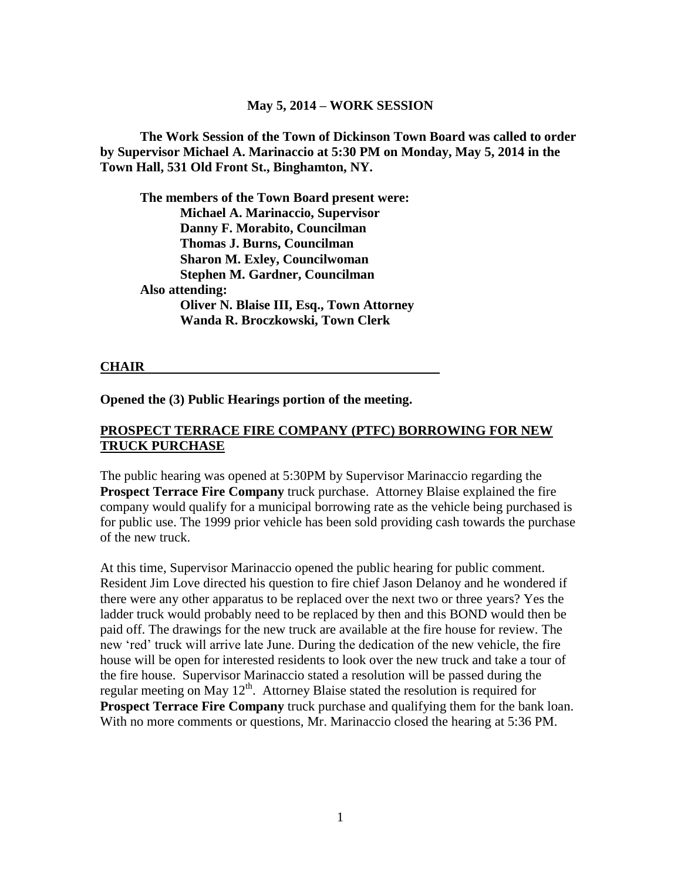**May 5, 2014 – WORK SESSION**

**The Work Session of the Town of Dickinson Town Board was called to order by Supervisor Michael A. Marinaccio at 5:30 PM on Monday, May 5, 2014 in the Town Hall, 531 Old Front St., Binghamton, NY.**

**The members of the Town Board present were:**
**Michael A. Marinaccio, Supervisor**
**Danny F. Morabito, Councilman**
**Thomas J. Burns, Councilman**
**Sharon M. Exley, Councilwoman**
**Stephen M. Gardner, Councilman**
**Also attending:**
**Oliver N. Blaise III, Esq., Town Attorney**
**Wanda R. Broczkowski, Town Clerk**

**CHAIR**

**Opened the (3) Public Hearings portion of the meeting.**

**PROSPECT TERRACE FIRE COMPANY (PTFC) BORROWING FOR NEW TRUCK PURCHASE**

The public hearing was opened at 5:30PM by Supervisor Marinaccio regarding the **Prospect Terrace Fire Company** truck purchase. Attorney Blaise explained the fire company would qualify for a municipal borrowing rate as the vehicle being purchased is for public use. The 1999 prior vehicle has been sold providing cash towards the purchase of the new truck.

At this time, Supervisor Marinaccio opened the public hearing for public comment. Resident Jim Love directed his question to fire chief Jason Delanoy and he wondered if there were any other apparatus to be replaced over the next two or three years? Yes the ladder truck would probably need to be replaced by then and this BOND would then be paid off. The drawings for the new truck are available at the fire house for review. The new 'red' truck will arrive late June. During the dedication of the new vehicle, the fire house will be open for interested residents to look over the new truck and take a tour of the fire house. Supervisor Marinaccio stated a resolution will be passed during the regular meeting on May 12th. Attorney Blaise stated the resolution is required for **Prospect Terrace Fire Company** truck purchase and qualifying them for the bank loan. With no more comments or questions, Mr. Marinaccio closed the hearing at 5:36 PM.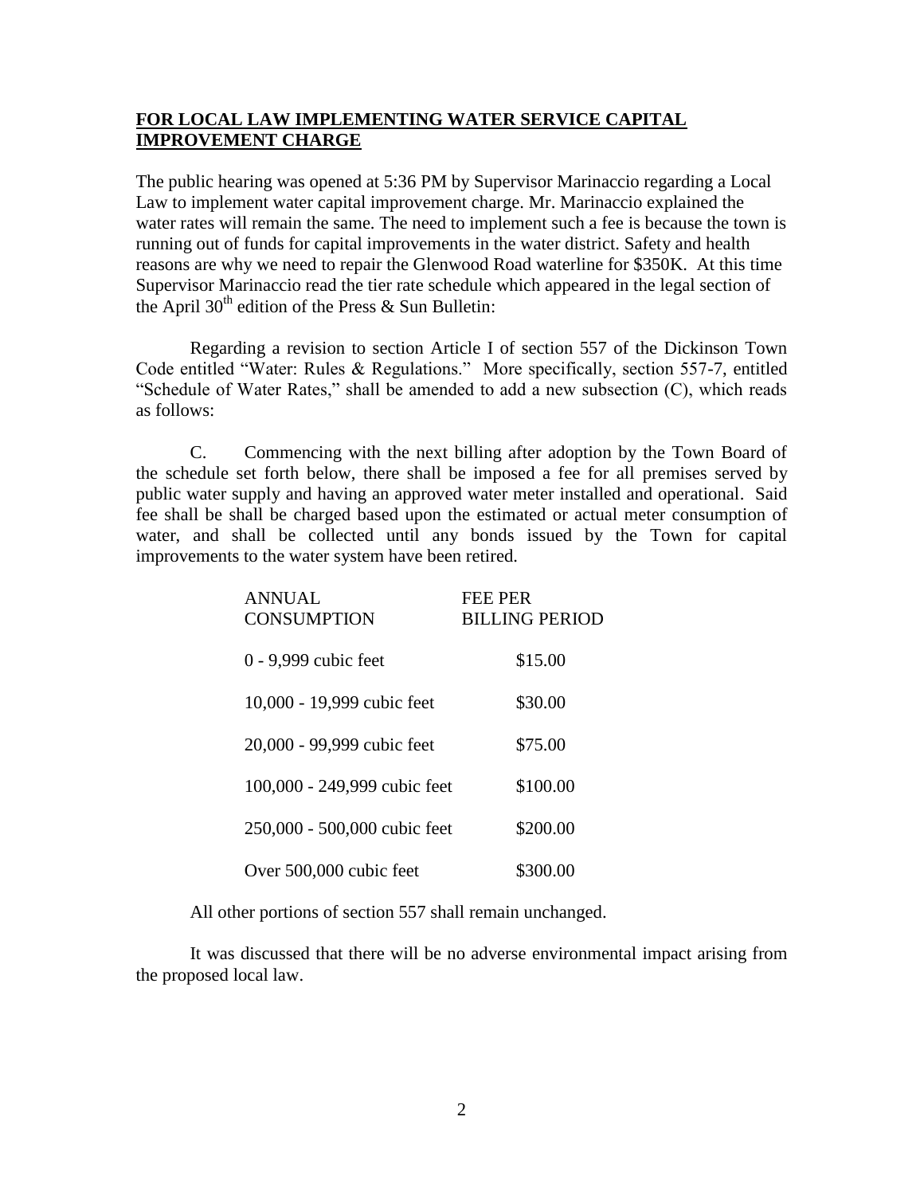**FOR LOCAL LAW IMPLEMENTING WATER SERVICE CAPITAL IMPROVEMENT CHARGE**

The public hearing was opened at 5:36 PM by Supervisor Marinaccio regarding a Local Law to implement water capital improvement charge. Mr. Marinaccio explained the water rates will remain the same. The need to implement such a fee is because the town is running out of funds for capital improvements in the water district. Safety and health reasons are why we need to repair the Glenwood Road waterline for $350K. At this time Supervisor Marinaccio read the tier rate schedule which appeared in the legal section of the April 30th edition of the Press & Sun Bulletin:

Regarding a revision to section Article I of section 557 of the Dickinson Town Code entitled "Water: Rules & Regulations." More specifically, section 557-7, entitled "Schedule of Water Rates," shall be amended to add a new subsection (C), which reads as follows:

C. Commencing with the next billing after adoption by the Town Board of the schedule set forth below, there shall be imposed a fee for all premises served by public water supply and having an approved water meter installed and operational. Said fee shall be shall be charged based upon the estimated or actual meter consumption of water, and shall be collected until any bonds issued by the Town for capital improvements to the water system have been retired.

| ANNUAL CONSUMPTION | FEE PER BILLING PERIOD |
|---|---|
| 0 - 9,999 cubic feet | $15.00 |
| 10,000 - 19,999 cubic feet | $30.00 |
| 20,000 - 99,999 cubic feet | $75.00 |
| 100,000 - 249,999 cubic feet | $100.00 |
| 250,000 - 500,000 cubic feet | $200.00 |
| Over 500,000 cubic feet | $300.00 |

All other portions of section 557 shall remain unchanged.

It was discussed that there will be no adverse environmental impact arising from the proposed local law.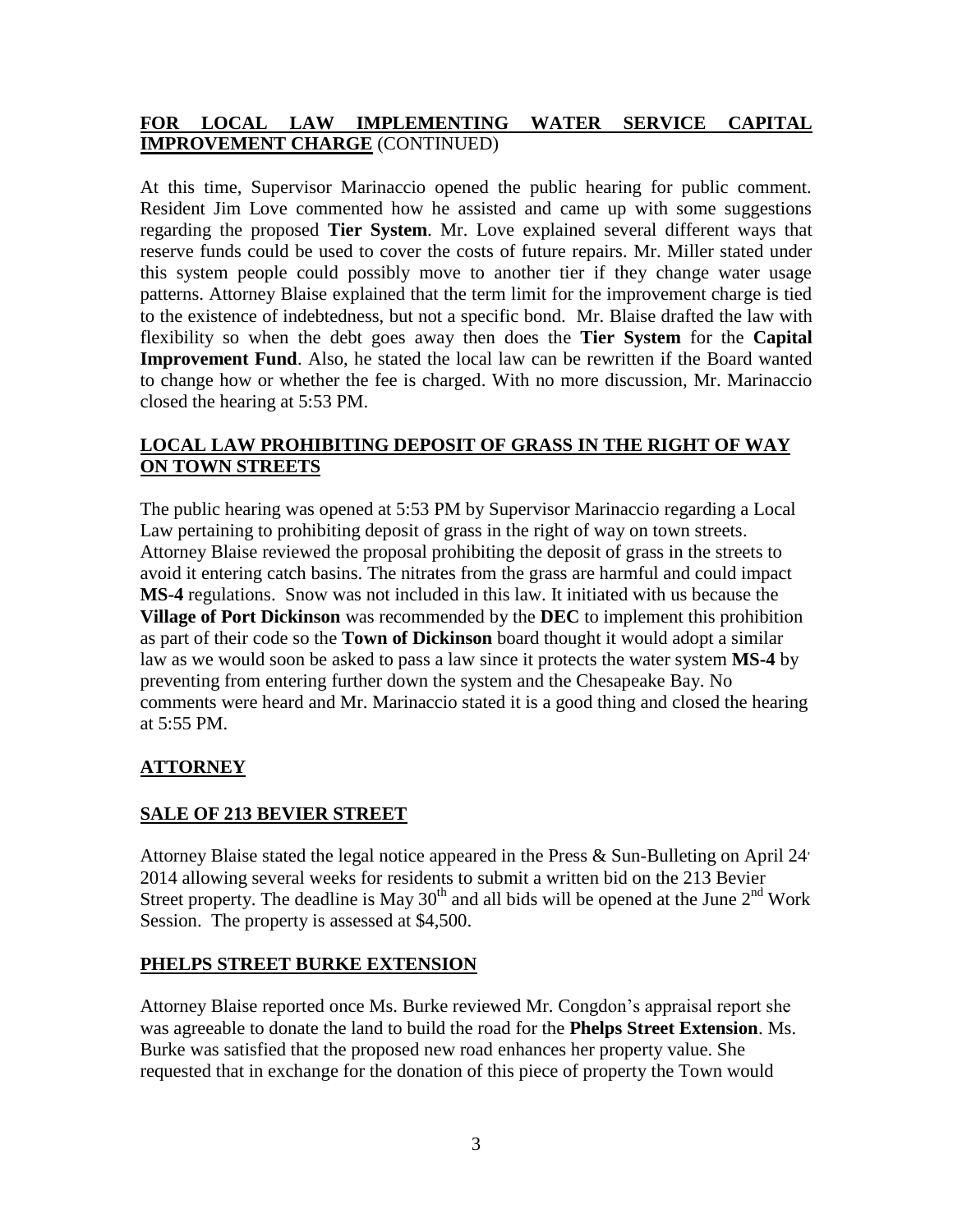**FOR LOCAL LAW IMPLEMENTING WATER SERVICE CAPITAL IMPROVEMENT CHARGE** (CONTINUED)

At this time, Supervisor Marinaccio opened the public hearing for public comment. Resident Jim Love commented how he assisted and came up with some suggestions regarding the proposed **Tier System**. Mr. Love explained several different ways that reserve funds could be used to cover the costs of future repairs. Mr. Miller stated under this system people could possibly move to another tier if they change water usage patterns. Attorney Blaise explained that the term limit for the improvement charge is tied to the existence of indebtedness, but not a specific bond. Mr. Blaise drafted the law with flexibility so when the debt goes away then does the **Tier System** for the **Capital Improvement Fund**. Also, he stated the local law can be rewritten if the Board wanted to change how or whether the fee is charged. With no more discussion, Mr. Marinaccio closed the hearing at 5:53 PM.

**LOCAL LAW PROHIBITING DEPOSIT OF GRASS IN THE RIGHT OF WAY ON TOWN STREETS**

The public hearing was opened at 5:53 PM by Supervisor Marinaccio regarding a Local Law pertaining to prohibiting deposit of grass in the right of way on town streets. Attorney Blaise reviewed the proposal prohibiting the deposit of grass in the streets to avoid it entering catch basins. The nitrates from the grass are harmful and could impact **MS-4** regulations. Snow was not included in this law. It initiated with us because the **Village of Port Dickinson** was recommended by the **DEC** to implement this prohibition as part of their code so the **Town of Dickinson** board thought it would adopt a similar law as we would soon be asked to pass a law since it protects the water system **MS-4** by preventing from entering further down the system and the Chesapeake Bay. No comments were heard and Mr. Marinaccio stated it is a good thing and closed the hearing at 5:55 PM.

**ATTORNEY**

**SALE OF 213 BEVIER STREET**

Attorney Blaise stated the legal notice appeared in the Press & Sun-Bulleting on April 24, 2014 allowing several weeks for residents to submit a written bid on the 213 Bevier Street property. The deadline is May 30th and all bids will be opened at the June 2nd Work Session. The property is assessed at $4,500.

**PHELPS STREET BURKE EXTENSION**

Attorney Blaise reported once Ms. Burke reviewed Mr. Congdon's appraisal report she was agreeable to donate the land to build the road for the **Phelps Street Extension**. Ms. Burke was satisfied that the proposed new road enhances her property value. She requested that in exchange for the donation of this piece of property the Town would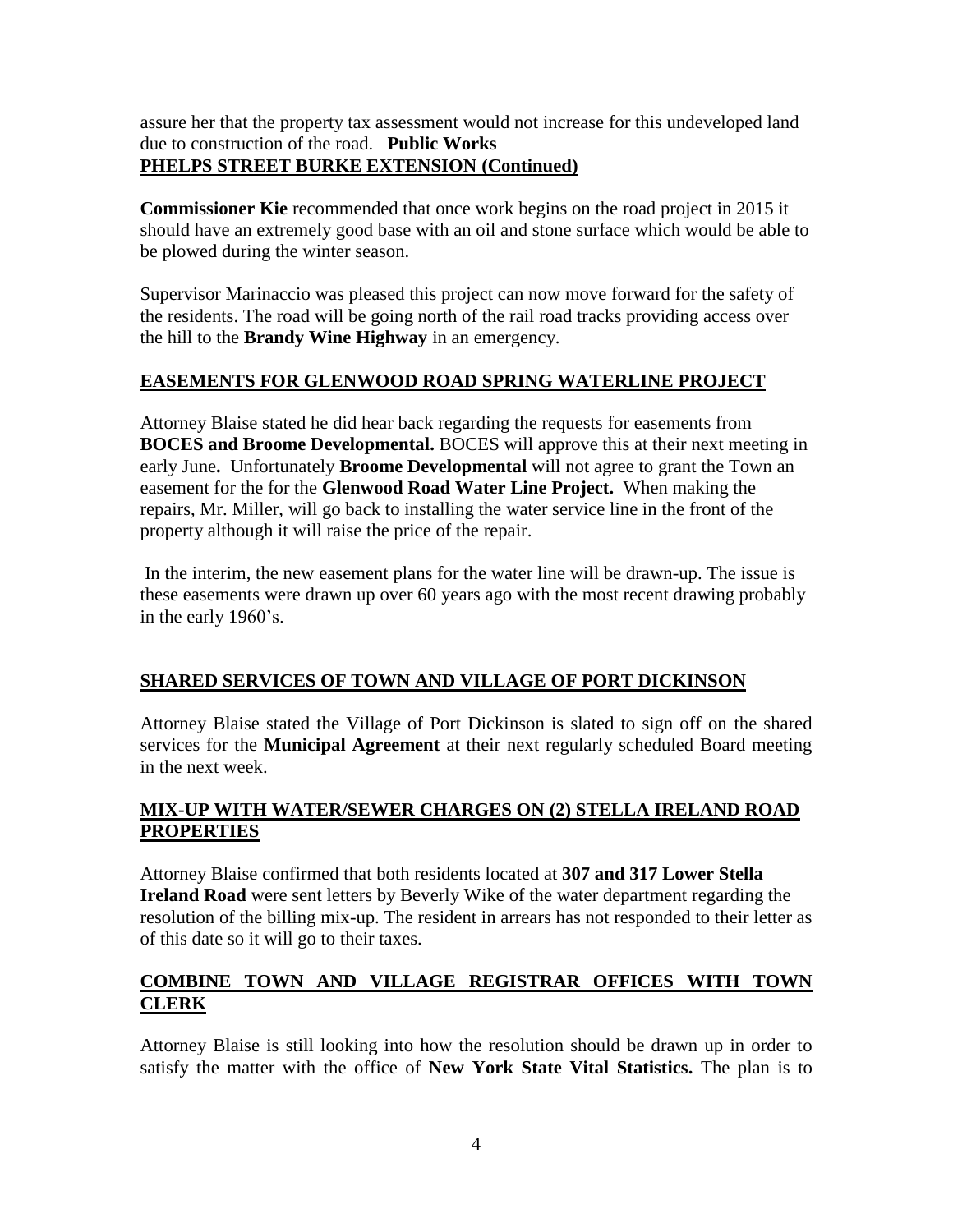assure her that the property tax assessment would not increase for this undeveloped land due to construction of the road. **Public Works**

## PHELPS STREET BURKE EXTENSION (Continued)

**Commissioner Kie** recommended that once work begins on the road project in 2015 it should have an extremely good base with an oil and stone surface which would be able to be plowed during the winter season.

Supervisor Marinaccio was pleased this project can now move forward for the safety of the residents. The road will be going north of the rail road tracks providing access over the hill to the **Brandy Wine Highway** in an emergency.

## EASEMENTS FOR GLENWOOD ROAD SPRING WATERLINE PROJECT

Attorney Blaise stated he did hear back regarding the requests for easements from **BOCES and Broome Developmental.** BOCES will approve this at their next meeting in early June**.** Unfortunately **Broome Developmental** will not agree to grant the Town an easement for the for the **Glenwood Road Water Line Project.** When making the repairs, Mr. Miller, will go back to installing the water service line in the front of the property although it will raise the price of the repair.

In the interim, the new easement plans for the water line will be drawn-up. The issue is these easements were drawn up over 60 years ago with the most recent drawing probably in the early 1960's.

## SHARED SERVICES OF TOWN AND VILLAGE OF PORT DICKINSON

Attorney Blaise stated the Village of Port Dickinson is slated to sign off on the shared services for the **Municipal Agreement** at their next regularly scheduled Board meeting in the next week.

## MIX-UP WITH WATER/SEWER CHARGES ON (2) STELLA IRELAND ROAD PROPERTIES

Attorney Blaise confirmed that both residents located at **307 and 317 Lower Stella Ireland Road** were sent letters by Beverly Wike of the water department regarding the resolution of the billing mix-up. The resident in arrears has not responded to their letter as of this date so it will go to their taxes.

## COMBINE TOWN AND VILLAGE REGISTRAR OFFICES WITH TOWN CLERK

Attorney Blaise is still looking into how the resolution should be drawn up in order to satisfy the matter with the office of **New York State Vital Statistics.** The plan is to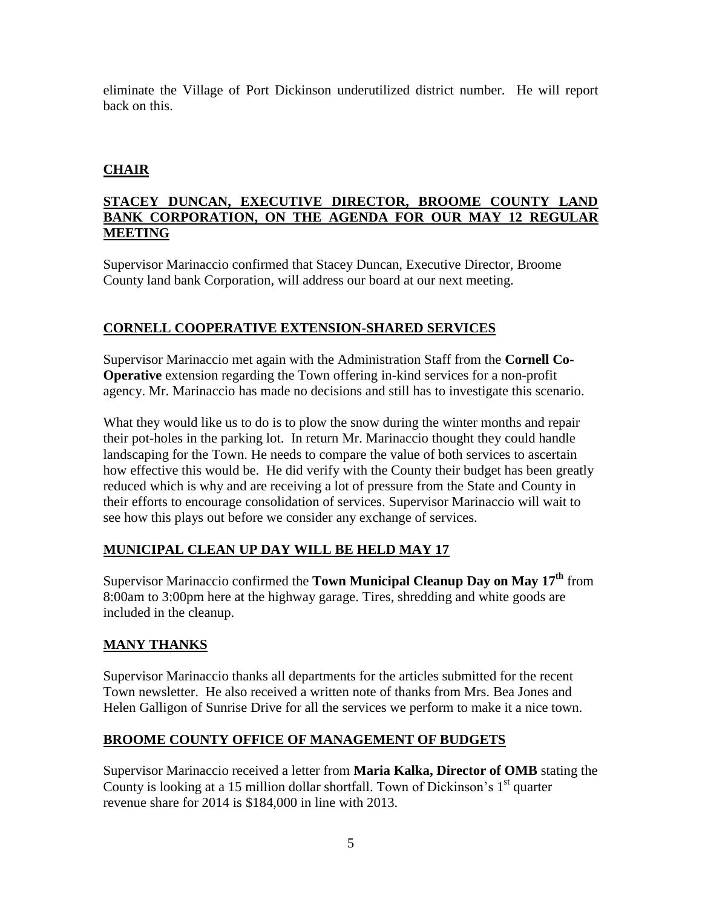eliminate the Village of Port Dickinson underutilized district number. He will report back on this.

## CHAIR

### STACEY DUNCAN, EXECUTIVE DIRECTOR, BROOME COUNTY LAND BANK CORPORATION, ON THE AGENDA FOR OUR MAY 12 REGULAR MEETING

Supervisor Marinaccio confirmed that Stacey Duncan, Executive Director, Broome County land bank Corporation, will address our board at our next meeting.

### CORNELL COOPERATIVE EXTENSION-SHARED SERVICES

Supervisor Marinaccio met again with the Administration Staff from the **Cornell Co-Operative** extension regarding the Town offering in-kind services for a non-profit agency. Mr. Marinaccio has made no decisions and still has to investigate this scenario.

What they would like us to do is to plow the snow during the winter months and repair their pot-holes in the parking lot. In return Mr. Marinaccio thought they could handle landscaping for the Town. He needs to compare the value of both services to ascertain how effective this would be. He did verify with the County their budget has been greatly reduced which is why and are receiving a lot of pressure from the State and County in their efforts to encourage consolidation of services. Supervisor Marinaccio will wait to see how this plays out before we consider any exchange of services.

### MUNICIPAL CLEAN UP DAY WILL BE HELD MAY 17

Supervisor Marinaccio confirmed the **Town Municipal Cleanup Day on May 17th** from 8:00am to 3:00pm here at the highway garage. Tires, shredding and white goods are included in the cleanup.

### MANY THANKS

Supervisor Marinaccio thanks all departments for the articles submitted for the recent Town newsletter. He also received a written note of thanks from Mrs. Bea Jones and Helen Galligon of Sunrise Drive for all the services we perform to make it a nice town.

### BROOME COUNTY OFFICE OF MANAGEMENT OF BUDGETS

Supervisor Marinaccio received a letter from **Maria Kalka, Director of OMB** stating the County is looking at a 15 million dollar shortfall. Town of Dickinson's 1st quarter revenue share for 2014 is $184,000 in line with 2013.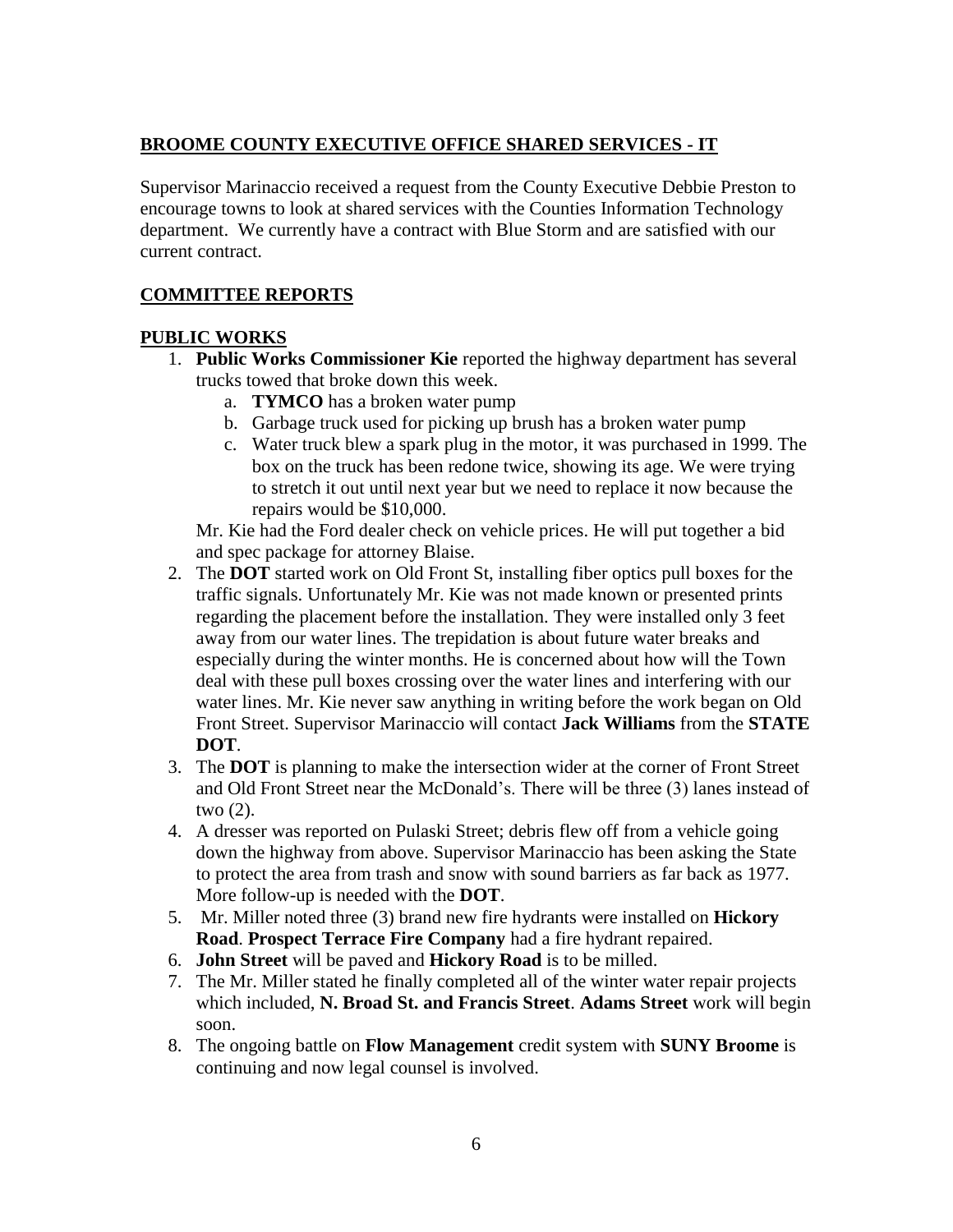## BROOME COUNTY EXECUTIVE OFFICE SHARED SERVICES - IT

Supervisor Marinaccio received a request from the County Executive Debbie Preston to encourage towns to look at shared services with the Counties Information Technology department. We currently have a contract with Blue Storm and are satisfied with our current contract.

## COMMITTEE REPORTS

## PUBLIC WORKS

1. **Public Works Commissioner Kie** reported the highway department has several trucks towed that broke down this week.
   a. **TYMCO** has a broken water pump
   b. Garbage truck used for picking up brush has a broken water pump
   c. Water truck blew a spark plug in the motor, it was purchased in 1999. The box on the truck has been redone twice, showing its age. We were trying to stretch it out until next year but we need to replace it now because the repairs would be $10,000.

   Mr. Kie had the Ford dealer check on vehicle prices. He will put together a bid and spec package for attorney Blaise.
2. The **DOT** started work on Old Front St, installing fiber optics pull boxes for the traffic signals. Unfortunately Mr. Kie was not made known or presented prints regarding the placement before the installation. They were installed only 3 feet away from our water lines. The trepidation is about future water breaks and especially during the winter months. He is concerned about how will the Town deal with these pull boxes crossing over the water lines and interfering with our water lines. Mr. Kie never saw anything in writing before the work began on Old Front Street. Supervisor Marinaccio will contact **Jack Williams** from the **STATE DOT**.
3. The **DOT** is planning to make the intersection wider at the corner of Front Street and Old Front Street near the McDonald's. There will be three (3) lanes instead of two (2).
4. A dresser was reported on Pulaski Street; debris flew off from a vehicle going down the highway from above. Supervisor Marinaccio has been asking the State to protect the area from trash and snow with sound barriers as far back as 1977. More follow-up is needed with the **DOT**.
5. Mr. Miller noted three (3) brand new fire hydrants were installed on **Hickory Road**. **Prospect Terrace Fire Company** had a fire hydrant repaired.
6. **John Street** will be paved and **Hickory Road** is to be milled.
7. The Mr. Miller stated he finally completed all of the winter water repair projects which included, **N. Broad St. and Francis Street**. **Adams Street** work will begin soon.
8. The ongoing battle on **Flow Management** credit system with **SUNY Broome** is continuing and now legal counsel is involved.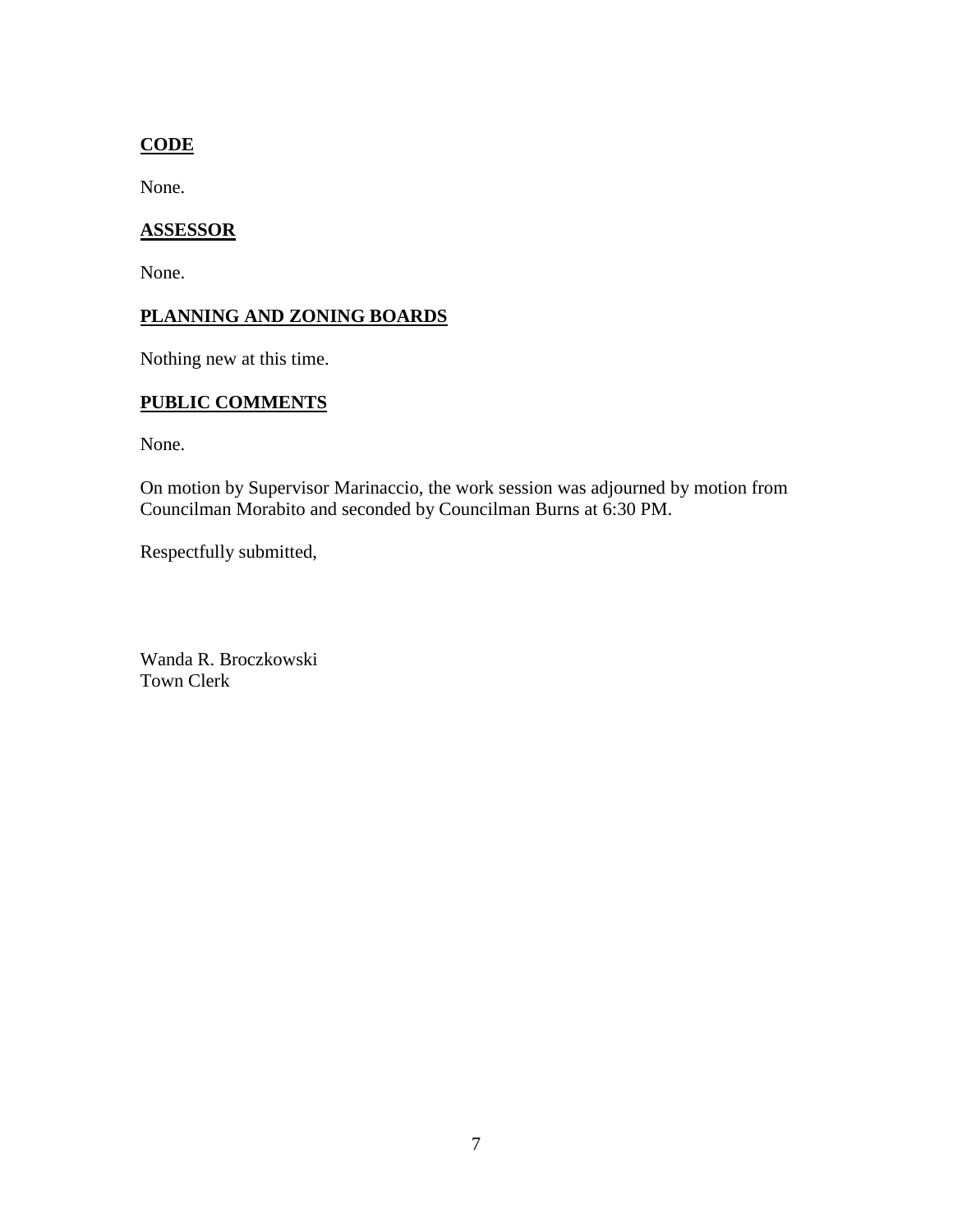**CODE**

None.

**ASSESSOR**

None.

**PLANNING AND ZONING BOARDS**

Nothing new at this time.

**PUBLIC COMMENTS**

None.

On motion by Supervisor Marinaccio, the work session was adjourned by motion from Councilman Morabito and seconded by Councilman Burns at 6:30 PM.

Respectfully submitted,

Wanda R. Broczkowski
Town Clerk